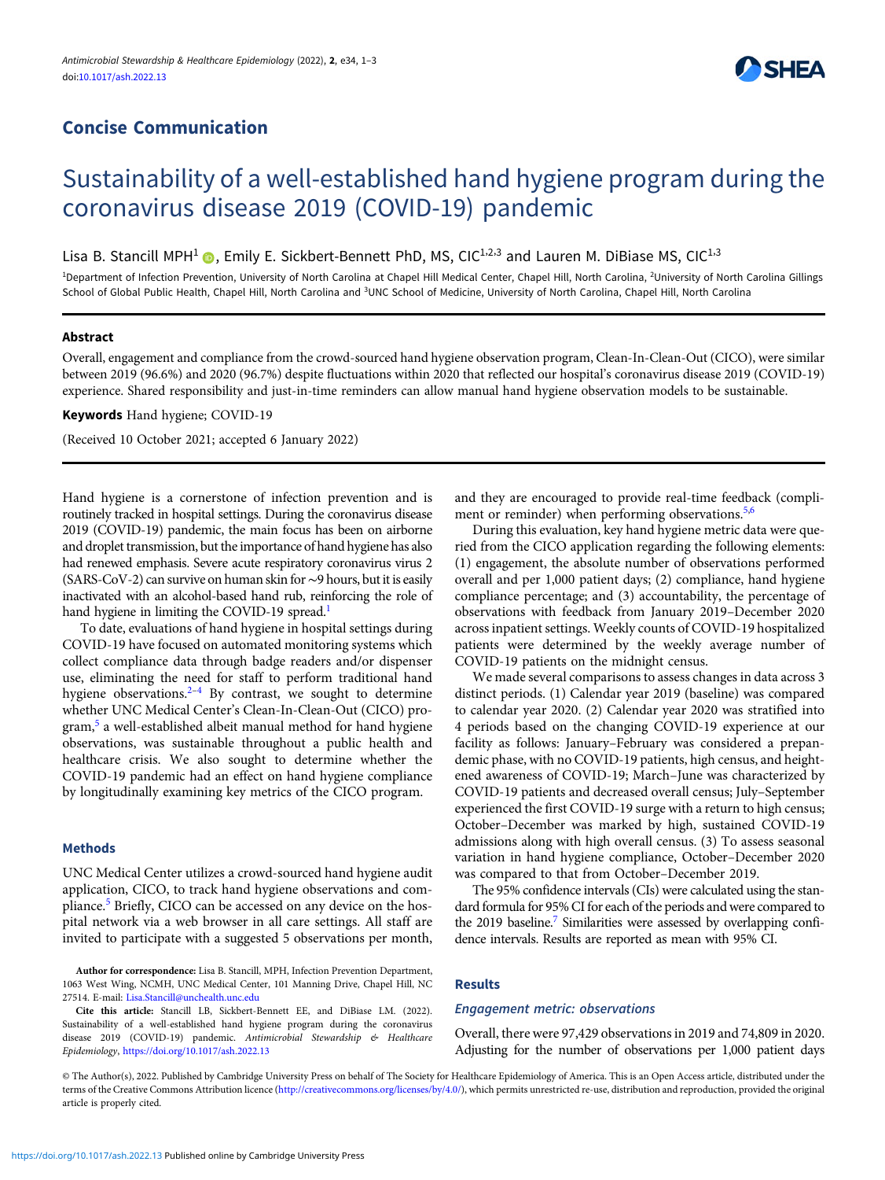## Concise Communication

# Sustainability of a well-established hand hygiene program during the coronavirus disease 2019 (COVID-19) pandemic

Lisa B. Stancill MPH[1], Emily E. Sickbert-Bennett PhD, MS, CIC[1,2,3] and Lauren M. DiBiase MS, CIC[1,3]

[1]Department of Infection Prevention, University of North Carolina at Chapel Hill Medical Center, Chapel Hill, North Carolina, [2]University of North Carolina Gillings School of Global Public Health, Chapel Hill, North Carolina and [3]UNC School of Medicine, University of North Carolina, Chapel Hill, North Carolina

### Abstract

Overall, engagement and compliance from the crowd-sourced hand hygiene observation program, Clean-In-Clean-Out (CICO), were similar between 2019 (96.6%) and 2020 (96.7%) despite fluctuations within 2020 that reflected our hospital's coronavirus disease 2019 (COVID-19) experience. Shared responsibility and just-in-time reminders can allow manual hand hygiene observation models to be sustainable.

**Keywords** Hand hygiene; COVID-19

(Received 10 October 2021; accepted 6 January 2022)

Hand hygiene is a cornerstone of infection prevention and is routinely tracked in hospital settings. During the coronavirus disease 2019 (COVID-19) pandemic, the main focus has been on airborne and droplet transmission, but the importance of hand hygiene has also had renewed emphasis. Severe acute respiratory coronavirus virus 2 (SARS-CoV-2) can survive on human skin for ~9 hours, but it is easily inactivated with an alcohol-based hand rub, reinforcing the role of hand hygiene in limiting the COVID-19 spread.[1]

To date, evaluations of hand hygiene in hospital settings during COVID-19 have focused on automated monitoring systems which collect compliance data through badge readers and/or dispenser use, eliminating the need for staff to perform traditional hand hygiene observations.[2–4] By contrast, we sought to determine whether UNC Medical Center's Clean-In-Clean-Out (CICO) program,[5] a well-established albeit manual method for hand hygiene observations, was sustainable throughout a public health and healthcare crisis. We also sought to determine whether the COVID-19 pandemic had an effect on hand hygiene compliance by longitudinally examining key metrics of the CICO program.

### Methods

UNC Medical Center utilizes a crowd-sourced hand hygiene audit application, CICO, to track hand hygiene observations and compliance.[5] Briefly, CICO can be accessed on any device on the hospital network via a web browser in all care settings. All staff are invited to participate with a suggested 5 observations per month, and they are encouraged to provide real-time feedback (compliment or reminder) when performing observations.[5,6]

During this evaluation, key hand hygiene metric data were queried from the CICO application regarding the following elements: (1) engagement, the absolute number of observations performed overall and per 1,000 patient days; (2) compliance, hand hygiene compliance percentage; and (3) accountability, the percentage of observations with feedback from January 2019–December 2020 across inpatient settings. Weekly counts of COVID-19 hospitalized patients were determined by the weekly average number of COVID-19 patients on the midnight census.

We made several comparisons to assess changes in data across 3 distinct periods. (1) Calendar year 2019 (baseline) was compared to calendar year 2020. (2) Calendar year 2020 was stratified into 4 periods based on the changing COVID-19 experience at our facility as follows: January–February was considered a prepandemic phase, with no COVID-19 patients, high census, and heightened awareness of COVID-19; March–June was characterized by COVID-19 patients and decreased overall census; July–September experienced the first COVID-19 surge with a return to high census; October–December was marked by high, sustained COVID-19 admissions along with high overall census. (3) To assess seasonal variation in hand hygiene compliance, October–December 2020 was compared to that from October–December 2019.

The 95% confidence intervals (CIs) were calculated using the standard formula for 95% CI for each of the periods and were compared to the 2019 baseline.[7] Similarities were assessed by overlapping confidence intervals. Results are reported as mean with 95% CI.

### Results

#### *Engagement metric: observations*

Overall, there were 97,429 observations in 2019 and 74,809 in 2020. Adjusting for the number of observations per 1,000 patient days

**Author for correspondence:** Lisa B. Stancill, MPH, Infection Prevention Department, 1063 West Wing, NCMH, UNC Medical Center, 101 Manning Drive, Chapel Hill, NC 27514. E-mail: Lisa.Stancill@unchealth.unc.edu

**Cite this article:** Stancill LB, Sickbert-Bennett EE, and DiBiase LM. (2022). Sustainability of a well-established hand hygiene program during the coronavirus disease 2019 (COVID-19) pandemic. *Antimicrobial Stewardship & Healthcare Epidemiology*, https://doi.org/10.1017/ash.2022.13

© The Author(s), 2022. Published by Cambridge University Press on behalf of The Society for Healthcare Epidemiology of America. This is an Open Access article, distributed under the terms of the Creative Commons Attribution licence (http://creativecommons.org/licenses/by/4.0/), which permits unrestricted re-use, distribution and reproduction, provided the original article is properly cited.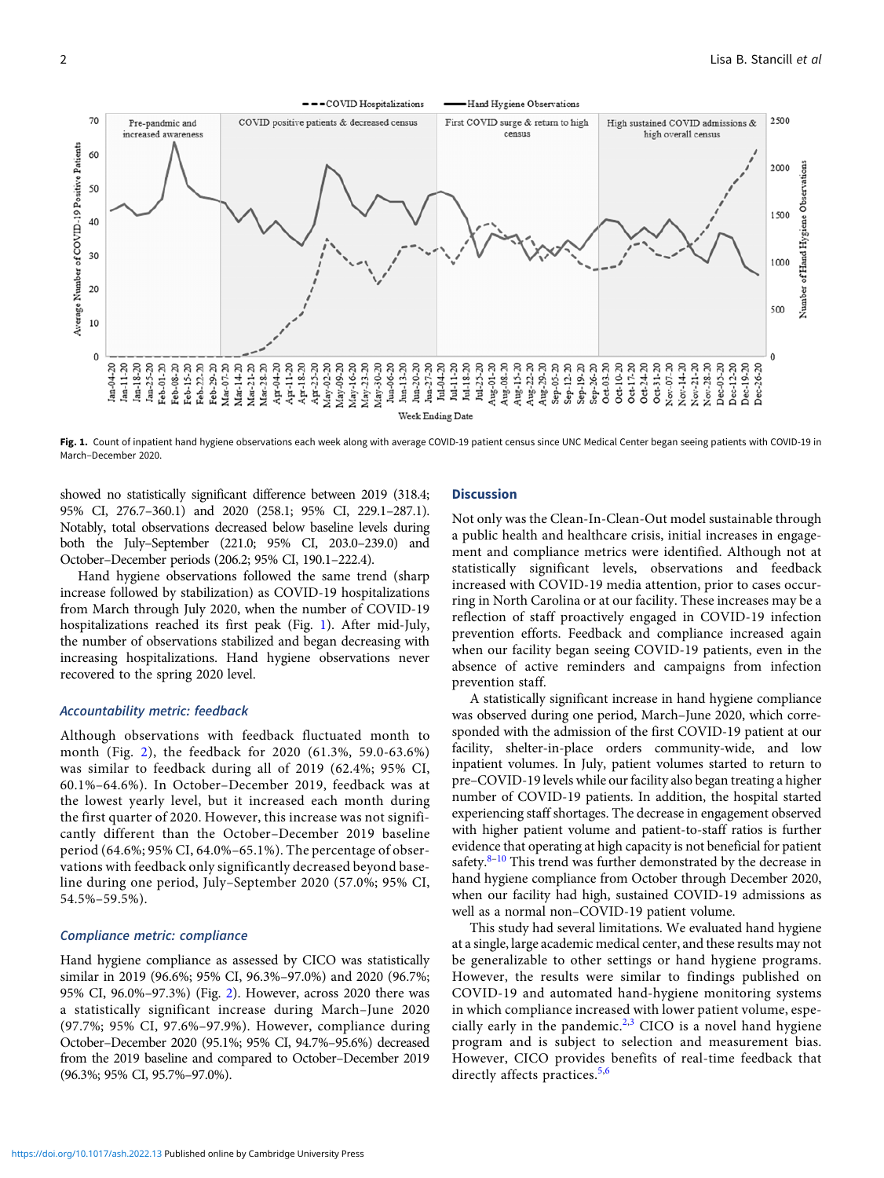**Fig. 1.** Count of inpatient hand hygiene observations each week along with average COVID-19 patient census since UNC Medical Center began seeing patients with COVID-19 in March–December 2020.

showed no statistically significant difference between 2019 (318.4; 95% CI, 276.7–360.1) and 2020 (258.1; 95% CI, 229.1–287.1). Notably, total observations decreased below baseline levels during both the July–September (221.0; 95% CI, 203.0–239.0) and October–December periods (206.2; 95% CI, 190.1–222.4).

Hand hygiene observations followed the same trend (sharp increase followed by stabilization) as COVID-19 hospitalizations from March through July 2020, when the number of COVID-19 hospitalizations reached its first peak (Fig. 1). After mid-July, the number of observations stabilized and began decreasing with increasing hospitalizations. Hand hygiene observations never recovered to the spring 2020 level.

### *Accountability metric: feedback*

Although observations with feedback fluctuated month to month (Fig. 2), the feedback for 2020 (61.3%, 59.0-63.6%) was similar to feedback during all of 2019 (62.4%; 95% CI, 60.1%–64.6%). In October–December 2019, feedback was at the lowest yearly level, but it increased each month during the first quarter of 2020. However, this increase was not significantly different than the October–December 2019 baseline period (64.6%; 95% CI, 64.0%–65.1%). The percentage of observations with feedback only significantly decreased beyond baseline during one period, July–September 2020 (57.0%; 95% CI, 54.5%–59.5%).

### *Compliance metric: compliance*

Hand hygiene compliance as assessed by CICO was statistically similar in 2019 (96.6%; 95% CI, 96.3%–97.0%) and 2020 (96.7%; 95% CI, 96.0%–97.3%) (Fig. 2). However, across 2020 there was a statistically significant increase during March–June 2020 (97.7%; 95% CI, 97.6%–97.9%). However, compliance during October–December 2020 (95.1%; 95% CI, 94.7%–95.6%) decreased from the 2019 baseline and compared to October–December 2019 (96.3%; 95% CI, 95.7%–97.0%).

## Discussion

Not only was the Clean-In-Clean-Out model sustainable through a public health and healthcare crisis, initial increases in engagement and compliance metrics were identified. Although not at statistically significant levels, observations and feedback increased with COVID-19 media attention, prior to cases occurring in North Carolina or at our facility. These increases may be a reflection of staff proactively engaged in COVID-19 infection prevention efforts. Feedback and compliance increased again when our facility began seeing COVID-19 patients, even in the absence of active reminders and campaigns from infection prevention staff.

A statistically significant increase in hand hygiene compliance was observed during one period, March–June 2020, which corresponded with the admission of the first COVID-19 patient at our facility, shelter-in-place orders community-wide, and low inpatient volumes. In July, patient volumes started to return to pre–COVID-19 levels while our facility also began treating a higher number of COVID-19 patients. In addition, the hospital started experiencing staff shortages. The decrease in engagement observed with higher patient volume and patient-to-staff ratios is further evidence that operating at high capacity is not beneficial for patient safety.[8–10] This trend was further demonstrated by the decrease in hand hygiene compliance from October through December 2020, when our facility had high, sustained COVID-19 admissions as well as a normal non–COVID-19 patient volume.

This study had several limitations. We evaluated hand hygiene at a single, large academic medical center, and these results may not be generalizable to other settings or hand hygiene programs. However, the results were similar to findings published on COVID-19 and automated hand-hygiene monitoring systems in which compliance increased with lower patient volume, especially early in the pandemic.[2,3] CICO is a novel hand hygiene program and is subject to selection and measurement bias. However, CICO provides benefits of real-time feedback that directly affects practices.[5,6]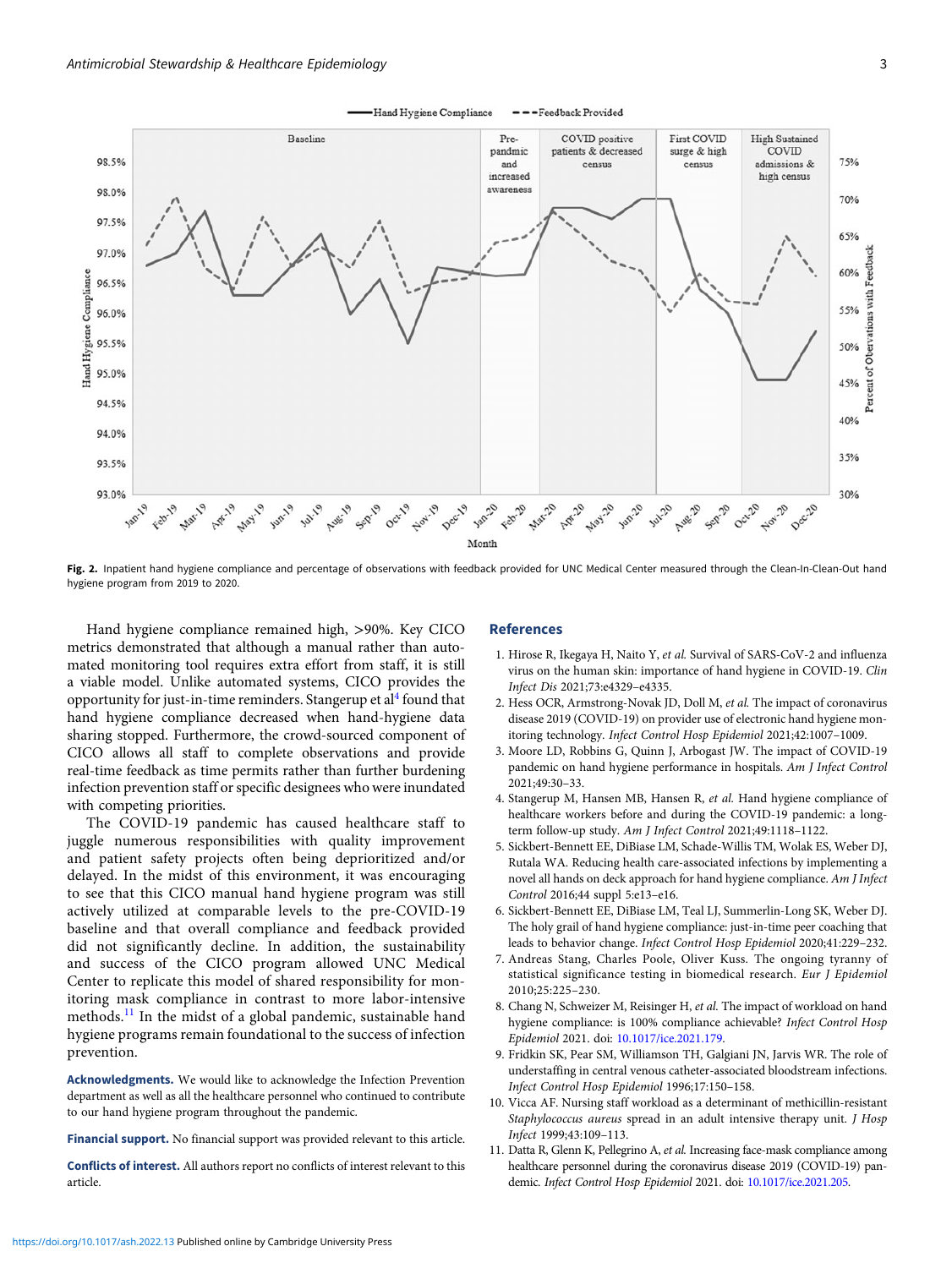Hand Hygiene Compliance
Feedback Provided

Baseline
Pre-pandmic and increased awareness
COVID positive patients & decreased census
First COVID surge & high census
High Sustained COVID admissions & high census

Hand Hygiene Compliance
98.5%
98.0%
97.5%
97.0%
96.5%
96.0%
95.5%
95.0%
94.5%
94.0%
93.5%
93.0%

Percent of Observations with Feedback
75%
70%
65%
60%
55%
50%
45%
40%
35%
30%

Jan-19 Feb-19 Mar-19 Apr-19 May-19 Jun-19 Jul-19 Aug-19 Sep-19 Oct-19 Nov-19 Dec-19 Jan-20 Feb-20 Mar-20 Apr-20 May-20 Jun-20 Jul-20 Aug-20 Sep-20 Oct-20 Nov-20 Dec-20

Month

**Fig. 2.** Inpatient hand hygiene compliance and percentage of observations with feedback provided for UNC Medical Center measured through the Clean-In-Clean-Out hand hygiene program from 2019 to 2020.

Hand hygiene compliance remained high, >90%. Key CICO metrics demonstrated that although a manual rather than automated monitoring tool requires extra effort from staff, it is still a viable model. Unlike automated systems, CICO provides the opportunity for just-in-time reminders. Stangerup et al[4] found that hand hygiene compliance decreased when hand-hygiene data sharing stopped. Furthermore, the crowd-sourced component of CICO allows all staff to complete observations and provide real-time feedback as time permits rather than further burdening infection prevention staff or specific designees who were inundated with competing priorities.

The COVID-19 pandemic has caused healthcare staff to juggle numerous responsibilities with quality improvement and patient safety projects often being deprioritized and/or delayed. In the midst of this environment, it was encouraging to see that this CICO manual hand hygiene program was still actively utilized at comparable levels to the pre-COVID-19 baseline and that overall compliance and feedback provided did not significantly decline. In addition, the sustainability and success of the CICO program allowed UNC Medical Center to replicate this model of shared responsibility for monitoring mask compliance in contrast to more labor-intensive methods.[11] In the midst of a global pandemic, sustainable hand hygiene programs remain foundational to the success of infection prevention.

**Acknowledgments.** We would like to acknowledge the Infection Prevention department as well as all the healthcare personnel who continued to contribute to our hand hygiene program throughout the pandemic.

**Financial support.** No financial support was provided relevant to this article.

**Conflicts of interest.** All authors report no conflicts of interest relevant to this article.

## References

1. Hirose R, Ikegaya H, Naito Y, *et al.* Survival of SARS-CoV-2 and influenza virus on the human skin: importance of hand hygiene in COVID-19. *Clin Infect Dis* 2021;73:e4329–e4335.
2. Hess OCR, Armstrong-Novak JD, Doll M, *et al.* The impact of coronavirus disease 2019 (COVID-19) on provider use of electronic hand hygiene monitoring technology. *Infect Control Hosp Epidemiol* 2021;42:1007–1009.
3. Moore LD, Robbins G, Quinn J, Arbogast JW. The impact of COVID-19 pandemic on hand hygiene performance in hospitals. *Am J Infect Control* 2021;49:30–33.
4. Stangerup M, Hansen MB, Hansen R, *et al.* Hand hygiene compliance of healthcare workers before and during the COVID-19 pandemic: a long-term follow-up study. *Am J Infect Control* 2021;49:1118–1122.
5. Sickbert-Bennett EE, DiBiase LM, Schade-Willis TM, Wolak ES, Weber DJ, Rutala WA. Reducing health care-associated infections by implementing a novel all hands on deck approach for hand hygiene compliance. *Am J Infect Control* 2016;44 suppl 5:e13–e16.
6. Sickbert-Bennett EE, DiBiase LM, Teal LJ, Summerlin-Long SK, Weber DJ. The holy grail of hand hygiene compliance: just-in-time peer coaching that leads to behavior change. *Infect Control Hosp Epidemiol* 2020;41:229–232.
7. Andreas Stang, Charles Poole, Oliver Kuss. The ongoing tyranny of statistical significance testing in biomedical research. *Eur J Epidemiol* 2010;25:225–230.
8. Chang N, Schweizer M, Reisinger H, *et al.* The impact of workload on hand hygiene compliance: is 100% compliance achievable? *Infect Control Hosp Epidemiol* 2021. doi: 10.1017/ice.2021.179.
9. Fridkin SK, Pear SM, Williamson TH, Galgiani JN, Jarvis WR. The role of understaffing in central venous catheter-associated bloodstream infections. *Infect Control Hosp Epidemiol* 1996;17:150–158.
10. Vicca AF. Nursing staff workload as a determinant of methicillin-resistant *Staphylococcus aureus* spread in an adult intensive therapy unit. *J Hosp Infect* 1999;43:109–113.
11. Datta R, Glenn K, Pellegrino A, *et al.* Increasing face-mask compliance among healthcare personnel during the coronavirus disease 2019 (COVID-19) pandemic. *Infect Control Hosp Epidemiol* 2021. doi: 10.1017/ice.2021.205.